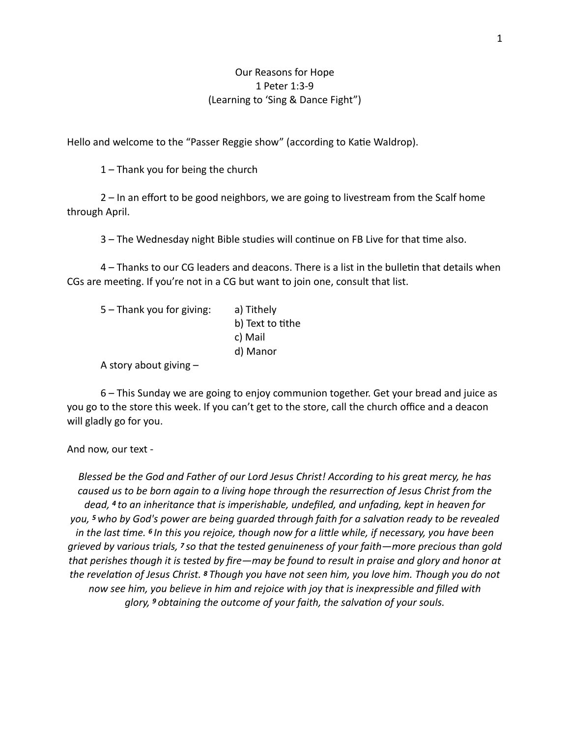Our Reasons for Hope
1 Peter 1:3-9
(Learning to 'Sing & Dance Fight")

Hello and welcome to the "Passer Reggie show" (according to Katie Waldrop).

1 – Thank you for being the church

2 – In an effort to be good neighbors, we are going to livestream from the Scalf home through April.

3 – The Wednesday night Bible studies will continue on FB Live for that time also.

4 – Thanks to our CG leaders and deacons. There is a list in the bulletin that details when CGs are meeting. If you're not in a CG but want to join one, consult that list.

5 – Thank you for giving:
- a) Tithely
- b) Text to tithe
- c) Mail
- d) Manor

A story about giving –

6 – This Sunday we are going to enjoy communion together. Get your bread and juice as you go to the store this week. If you can't get to the store, call the church office and a deacon will gladly go for you.

And now, our text -

*Blessed be the God and Father of our Lord Jesus Christ! According to his great mercy, he has caused us to be born again to a living hope through the resurrection of Jesus Christ from the dead, [4] to an inheritance that is imperishable, undefiled, and unfading, kept in heaven for you, [5] who by God's power are being guarded through faith for a salvation ready to be revealed in the last time. [6] In this you rejoice, though now for a little while, if necessary, you have been grieved by various trials, [7] so that the tested genuineness of your faith—more precious than gold that perishes though it is tested by fire—may be found to result in praise and glory and honor at the revelation of Jesus Christ. [8] Though you have not seen him, you love him. Though you do not now see him, you believe in him and rejoice with joy that is inexpressible and filled with glory, [9] obtaining the outcome of your faith, the salvation of your souls.*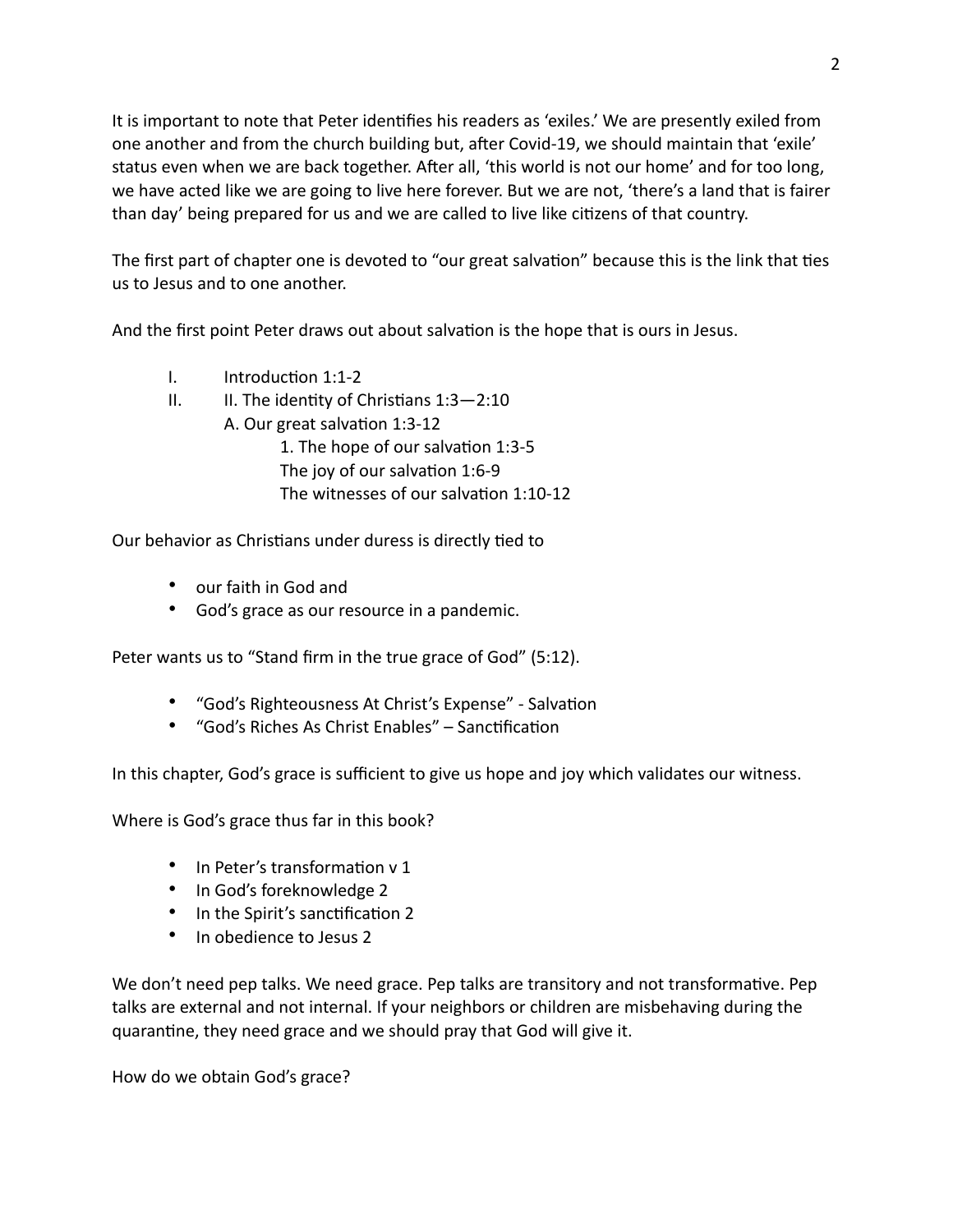It is important to note that Peter identifies his readers as 'exiles.' We are presently exiled from one another and from the church building but, after Covid-19, we should maintain that 'exile' status even when we are back together. After all, 'this world is not our home' and for too long, we have acted like we are going to live here forever. But we are not, 'there's a land that is fairer than day' being prepared for us and we are called to live like citizens of that country.

The first part of chapter one is devoted to "our great salvation" because this is the link that ties us to Jesus and to one another.

And the first point Peter draws out about salvation is the hope that is ours in Jesus.

I. Introduction 1:1-2
II. II. The identity of Christians 1:3—2:10
   A. Our great salvation 1:3-12
      1. The hope of our salvation 1:3-5
      The joy of our salvation 1:6-9
      The witnesses of our salvation 1:10-12

Our behavior as Christians under duress is directly tied to

- our faith in God and
- God's grace as our resource in a pandemic.

Peter wants us to "Stand firm in the true grace of God" (5:12).

- "God's Righteousness At Christ's Expense" - Salvation
- "God's Riches As Christ Enables" – Sanctification

In this chapter, God's grace is sufficient to give us hope and joy which validates our witness.

Where is God's grace thus far in this book?

- In Peter's transformation v 1
- In God's foreknowledge 2
- In the Spirit's sanctification 2
- In obedience to Jesus 2

We don't need pep talks. We need grace. Pep talks are transitory and not transformative. Pep talks are external and not internal. If your neighbors or children are misbehaving during the quarantine, they need grace and we should pray that God will give it.

How do we obtain God's grace?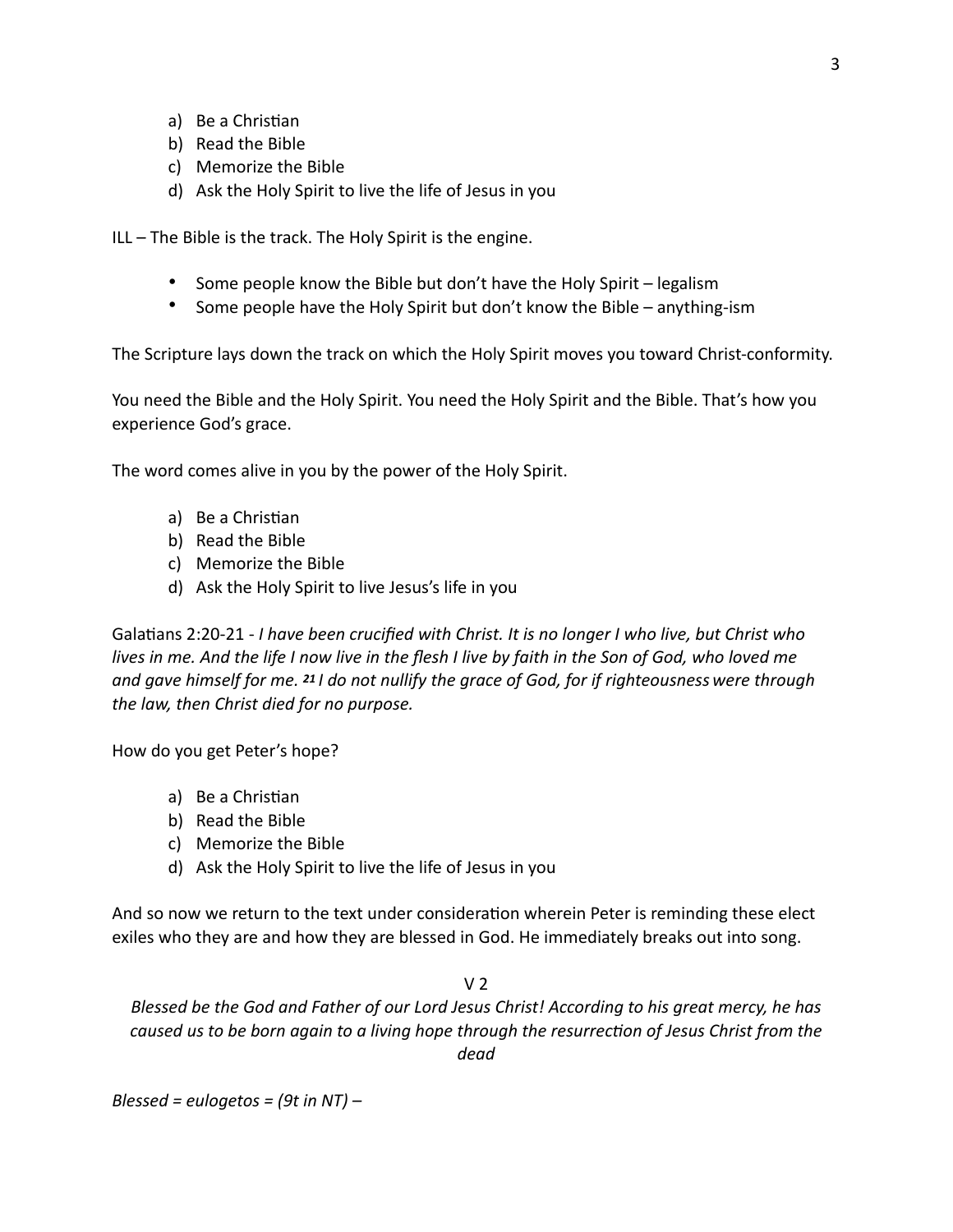a) Be a Christian
b) Read the Bible
c) Memorize the Bible
d) Ask the Holy Spirit to live the life of Jesus in you

ILL – The Bible is the track. The Holy Spirit is the engine.

- Some people know the Bible but don't have the Holy Spirit – legalism
- Some people have the Holy Spirit but don't know the Bible – anything-ism

The Scripture lays down the track on which the Holy Spirit moves you toward Christ-conformity.

You need the Bible and the Holy Spirit. You need the Holy Spirit and the Bible. That's how you experience God's grace.

The word comes alive in you by the power of the Holy Spirit.

a) Be a Christian
b) Read the Bible
c) Memorize the Bible
d) Ask the Holy Spirit to live Jesus's life in you

Galatians 2:20-21 - *I have been crucified with Christ. It is no longer I who live, but Christ who lives in me. And the life I now live in the flesh I live by faith in the Son of God, who loved me and gave himself for me.* ***21*** *I do not nullify the grace of God, for if righteousness were through the law, then Christ died for no purpose.*

How do you get Peter's hope?

a) Be a Christian
b) Read the Bible
c) Memorize the Bible
d) Ask the Holy Spirit to live the life of Jesus in you

And so now we return to the text under consideration wherein Peter is reminding these elect exiles who they are and how they are blessed in God. He immediately breaks out into song.

V 2

*Blessed be the God and Father of our Lord Jesus Christ! According to his great mercy, he has caused us to be born again to a living hope through the resurrection of Jesus Christ from the dead*

*Blessed = eulogetos = (9t in NT) –*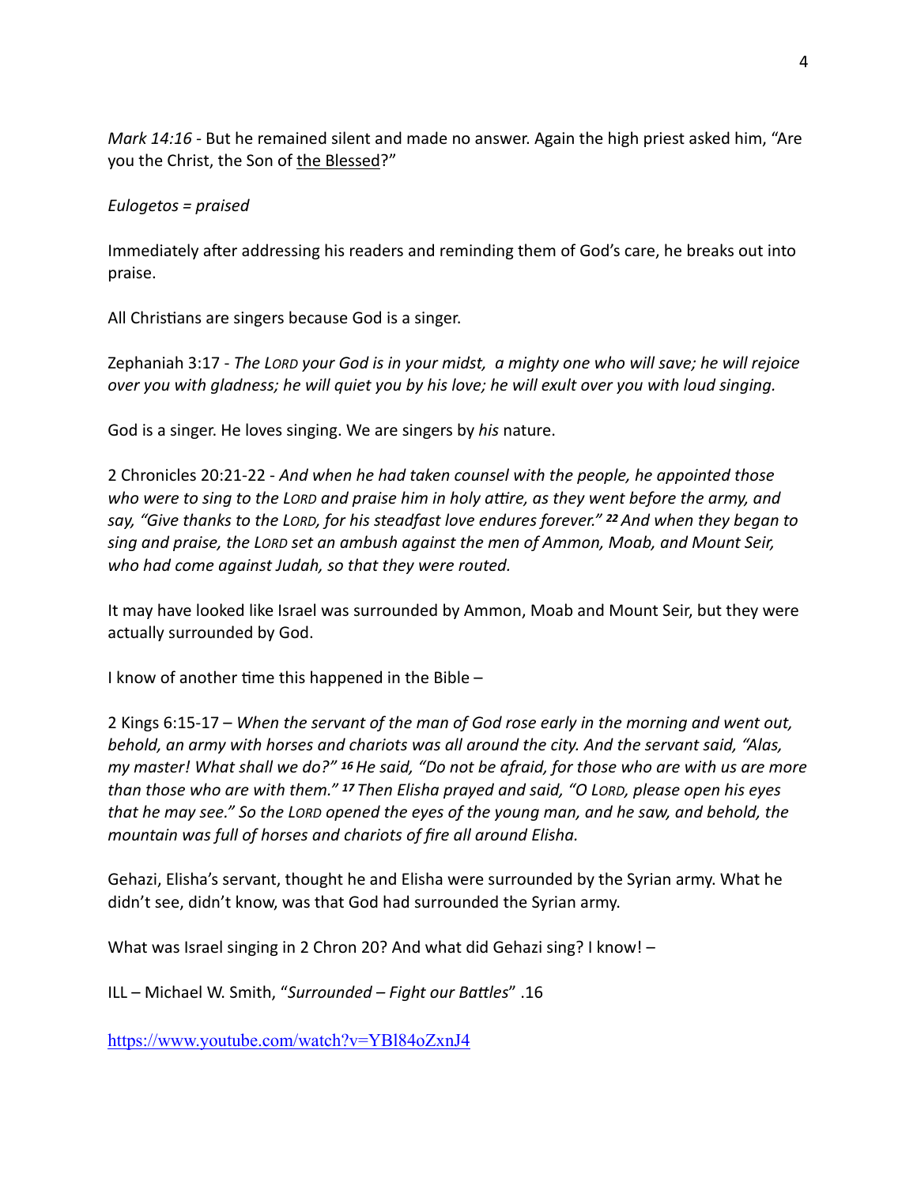*Mark 14:16* - But he remained silent and made no answer. Again the high priest asked him, "Are you the Christ, the Son of <u>the Blessed</u>?"

*Eulogetos = praised*

Immediately after addressing his readers and reminding them of God's care, he breaks out into praise.

All Christians are singers because God is a singer.

Zephaniah 3:17 - *The LORD your God is in your midst, a mighty one who will save; he will rejoice over you with gladness; he will quiet you by his love; he will exult over you with loud singing.*

God is a singer. He loves singing. We are singers by *his* nature.

2 Chronicles 20:21-22 - *And when he had taken counsel with the people, he appointed those who were to sing to the LORD and praise him in holy attire, as they went before the army, and say, "Give thanks to the LORD, for his steadfast love endures forever." **22** And when they began to sing and praise, the LORD set an ambush against the men of Ammon, Moab, and Mount Seir, who had come against Judah, so that they were routed.*

It may have looked like Israel was surrounded by Ammon, Moab and Mount Seir, but they were actually surrounded by God.

I know of another time this happened in the Bible –

2 Kings 6:15-17 – *When the servant of the man of God rose early in the morning and went out, behold, an army with horses and chariots was all around the city. And the servant said, "Alas, my master! What shall we do?" **16** He said, "Do not be afraid, for those who are with us are more than those who are with them." **17** Then Elisha prayed and said, "O LORD, please open his eyes that he may see." So the LORD opened the eyes of the young man, and he saw, and behold, the mountain was full of horses and chariots of fire all around Elisha.*

Gehazi, Elisha's servant, thought he and Elisha were surrounded by the Syrian army. What he didn't see, didn't know, was that God had surrounded the Syrian army.

What was Israel singing in 2 Chron 20? And what did Gehazi sing? I know! –

ILL – Michael W. Smith, "*Surrounded – Fight our Battles*" .16

https://www.youtube.com/watch?v=YBl84oZxnJ4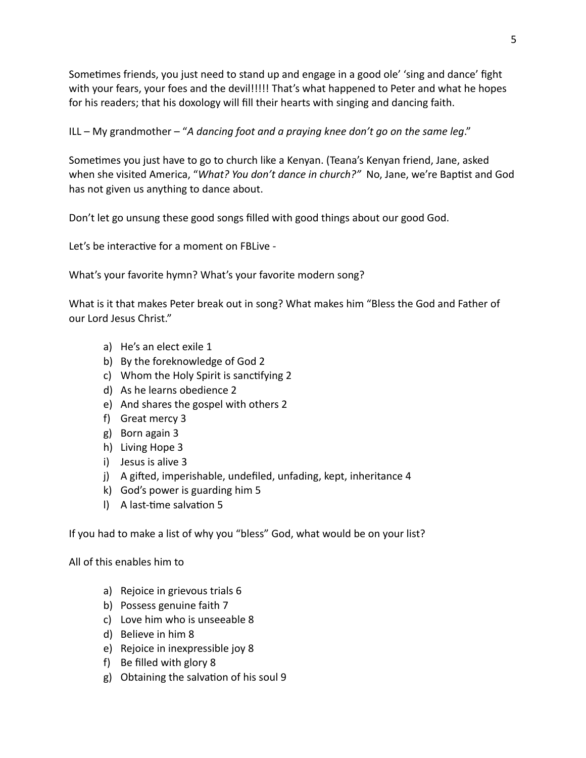Sometimes friends, you just need to stand up and engage in a good ole' 'sing and dance' fight with your fears, your foes and the devil!!!!! That's what happened to Peter and what he hopes for his readers; that his doxology will fill their hearts with singing and dancing faith.

ILL – My grandmother – "*A dancing foot and a praying knee don't go on the same leg*."

Sometimes you just have to go to church like a Kenyan. (Teana's Kenyan friend, Jane, asked when she visited America, "*What? You don't dance in church?"* No, Jane, we're Baptist and God has not given us anything to dance about.

Don't let go unsung these good songs filled with good things about our good God.

Let's be interactive for a moment on FBLive -

What's your favorite hymn? What's your favorite modern song?

What is it that makes Peter break out in song? What makes him "Bless the God and Father of our Lord Jesus Christ."

a) He's an elect exile 1
b) By the foreknowledge of God 2
c) Whom the Holy Spirit is sanctifying 2
d) As he learns obedience 2
e) And shares the gospel with others 2
f) Great mercy 3
g) Born again 3
h) Living Hope 3
i) Jesus is alive 3
j) A gifted, imperishable, undefiled, unfading, kept, inheritance 4
k) God's power is guarding him 5
l) A last-time salvation 5

If you had to make a list of why you "bless" God, what would be on your list?

All of this enables him to

a) Rejoice in grievous trials 6
b) Possess genuine faith 7
c) Love him who is unseeable 8
d) Believe in him 8
e) Rejoice in inexpressible joy 8
f) Be filled with glory 8
g) Obtaining the salvation of his soul 9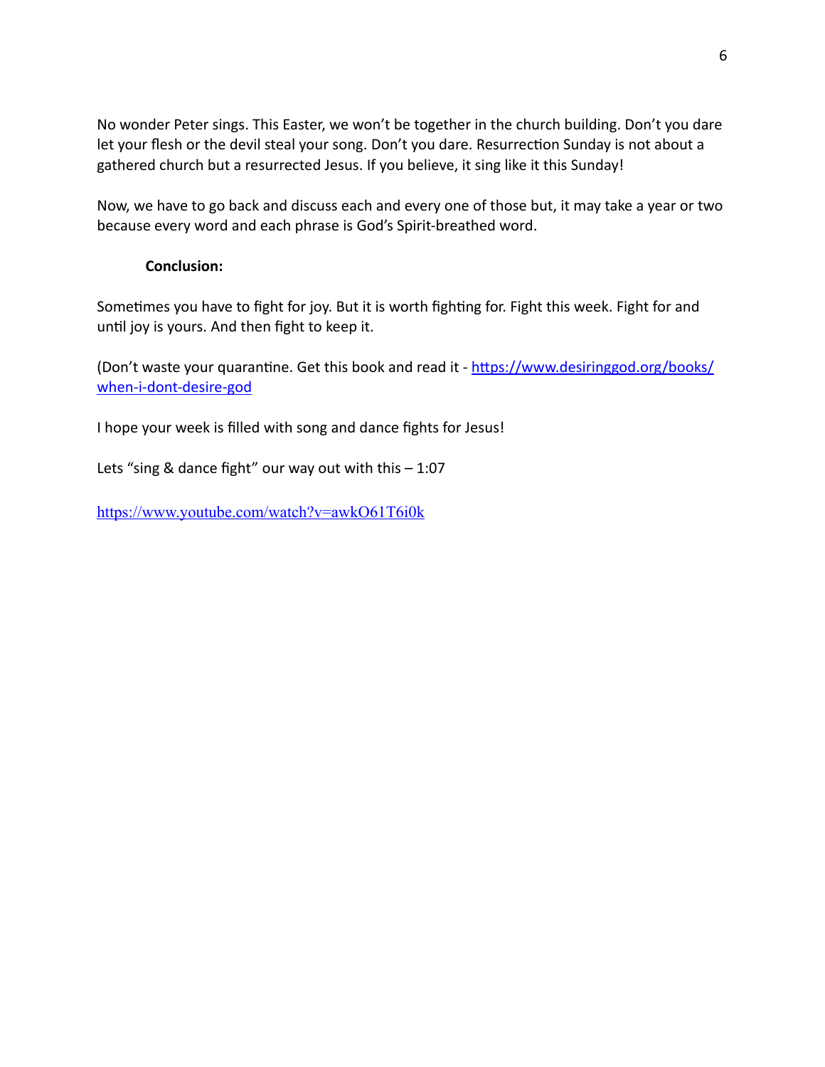No wonder Peter sings. This Easter, we won't be together in the church building. Don't you dare let your flesh or the devil steal your song. Don't you dare. Resurrection Sunday is not about a gathered church but a resurrected Jesus. If you believe, it sing like it this Sunday!

Now, we have to go back and discuss each and every one of those but, it may take a year or two because every word and each phrase is God's Spirit-breathed word.

**Conclusion:**

Sometimes you have to fight for joy. But it is worth fighting for. Fight this week. Fight for and until joy is yours. And then fight to keep it.

(Don't waste your quarantine. Get this book and read it - https://www.desiringgod.org/books/when-i-dont-desire-god

I hope your week is filled with song and dance fights for Jesus!

Lets "sing & dance fight" our way out with this – 1:07

https://www.youtube.com/watch?v=awkO61T6i0k